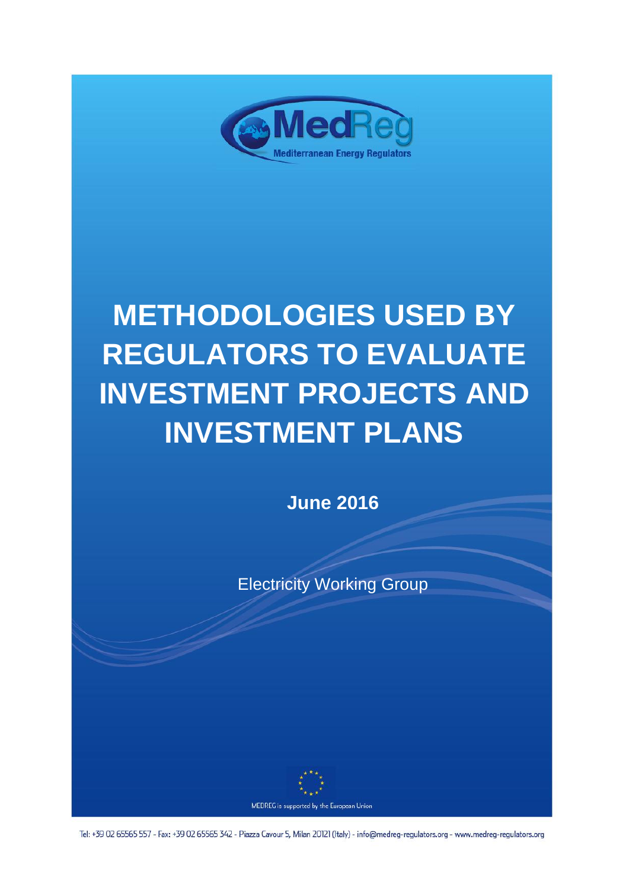MedReg

Mediterranean Energy Regulators

# METHODOLOGIES USED BY REGULATORS TO EVALUATE INVESTMENT PROJECTS AND INVESTMENT PLANS

**June 2016**

Electricity Working Group

MEDREG is supported by the European Union

Tel: +39 02 65565 557 - Fax: +39 02 65565 342 - Piazza Cavour 5, Milan 20121 (Italy) - info@medreg-regulators.org - www.medreg-regulators.org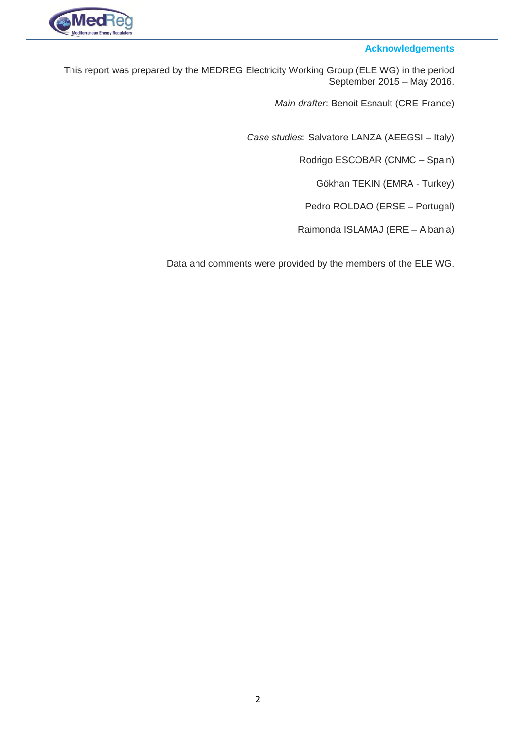## Acknowledgements

This report was prepared by the MEDREG Electricity Working Group (ELE WG) in the period September 2015 – May 2016.

*Main drafter*: Benoit Esnault (CRE-France)

*Case studies*: Salvatore LANZA (AEEGSI – Italy)

Rodrigo ESCOBAR (CNMC – Spain)

Gökhan TEKIN (EMRA - Turkey)

Pedro ROLDAO (ERSE – Portugal)

Raimonda ISLAMAJ (ERE – Albania)

Data and comments were provided by the members of the ELE WG.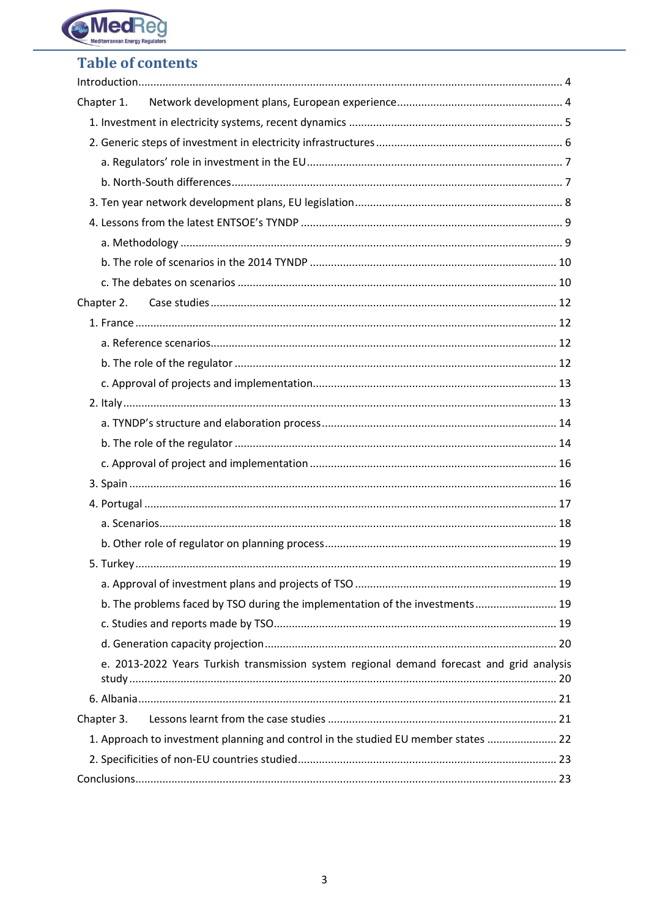# Table of contents

Introduction ........................................................................................................................ 4

Chapter 1. Network development plans, European experience ....................................................... 4

- 1. Investment in electricity systems, recent dynamics ....................................................................... 5
- 2. Generic steps of investment in electricity infrastructures .............................................................. 6
  - a. Regulators' role in investment in the EU ..................................................................................... 7
  - b. North-South differences ............................................................................................................. 7
- 3. Ten year network development plans, EU legislation ..................................................................... 8
- 4. Lessons from the latest ENTSOE's TYNDP ...................................................................................... 9
  - a. Methodology .............................................................................................................................. 9
  - b. The role of scenarios in the 2014 TYNDP .................................................................................. 10
  - c. The debates on scenarios ......................................................................................................... 10

Chapter 2. Case studies ................................................................................................................... 12

- 1. France .......................................................................................................................................... 12
  - a. Reference scenarios .................................................................................................................. 12
  - b. The role of the regulator ........................................................................................................... 12
  - c. Approval of projects and implementation ................................................................................ 13
- 2. Italy ............................................................................................................................................. 13
  - a. TYNDP's structure and elaboration process ............................................................................. 14
  - b. The role of the regulator ........................................................................................................... 14
  - c. Approval of project and implementation .................................................................................. 16
- 3. Spain ............................................................................................................................................ 16
- 4. Portugal ....................................................................................................................................... 17
  - a. Scenarios ................................................................................................................................... 18
  - b. Other role of regulator on planning process ............................................................................. 19
- 5. Turkey .......................................................................................................................................... 19
  - a. Approval of investment plans and projects of TSO ................................................................... 19
  - b. The problems faced by TSO during the implementation of the investments ........................... 19
  - c. Studies and reports made by TSO ............................................................................................. 19
  - d. Generation capacity projection ................................................................................................. 20
  - e. 2013-2022 Years Turkish transmission system regional demand forecast and grid analysis study ........................................................................................................................................ 20
- 6. Albania ......................................................................................................................................... 21

Chapter 3. Lessons learnt from the case studies ............................................................................ 21

- 1. Approach to investment planning and control in the studied EU member states ......................... 22
- 2. Specificities of non-EU countries studied ..................................................................................... 23

Conclusions ....................................................................................................................................... 23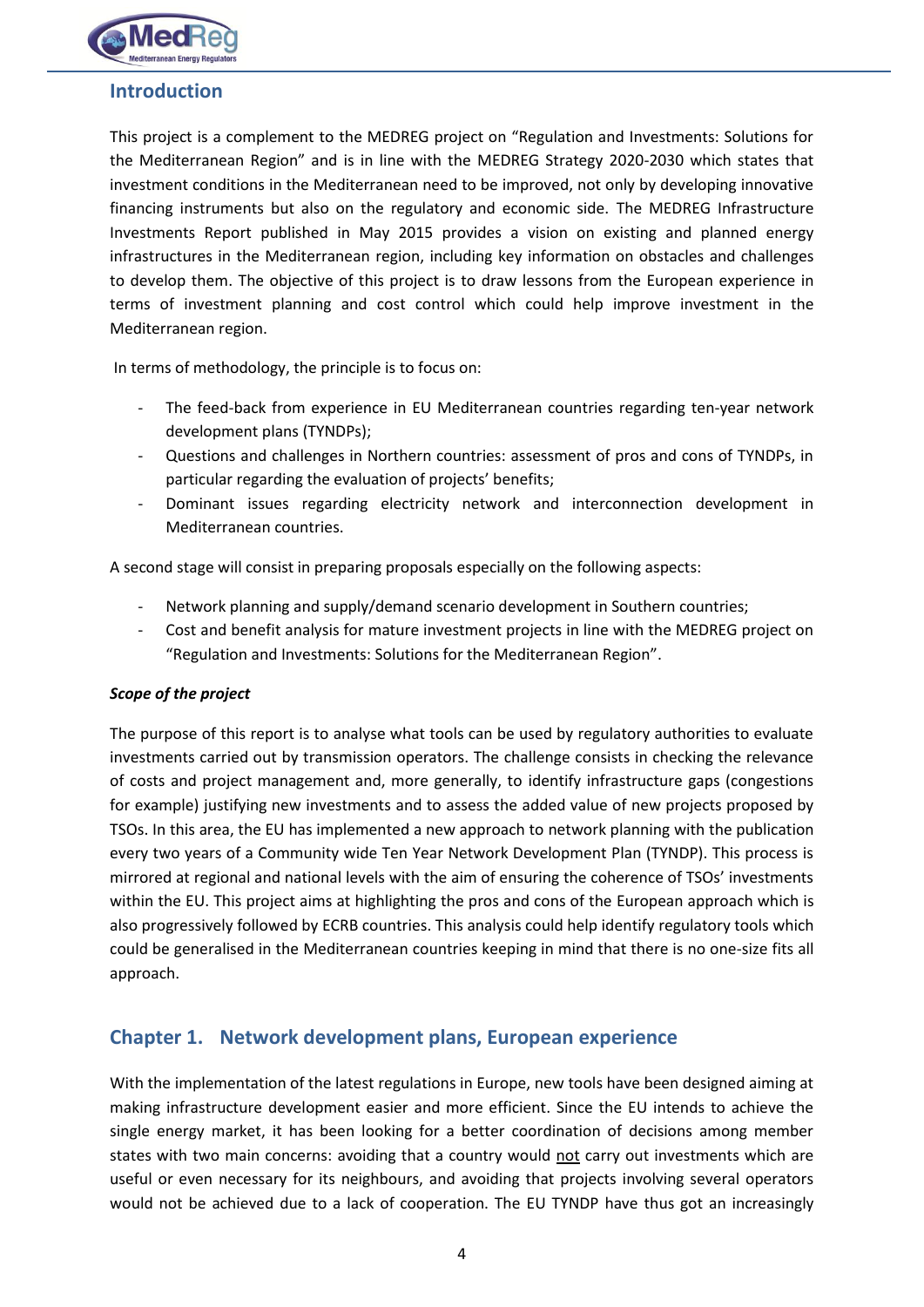## Introduction

This project is a complement to the MEDREG project on "Regulation and Investments: Solutions for the Mediterranean Region" and is in line with the MEDREG Strategy 2020-2030 which states that investment conditions in the Mediterranean need to be improved, not only by developing innovative financing instruments but also on the regulatory and economic side. The MEDREG Infrastructure Investments Report published in May 2015 provides a vision on existing and planned energy infrastructures in the Mediterranean region, including key information on obstacles and challenges to develop them. The objective of this project is to draw lessons from the European experience in terms of investment planning and cost control which could help improve investment in the Mediterranean region.

In terms of methodology, the principle is to focus on:

- The feed-back from experience in EU Mediterranean countries regarding ten-year network development plans (TYNDPs);
- Questions and challenges in Northern countries: assessment of pros and cons of TYNDPs, in particular regarding the evaluation of projects' benefits;
- Dominant issues regarding electricity network and interconnection development in Mediterranean countries.

A second stage will consist in preparing proposals especially on the following aspects:

- Network planning and supply/demand scenario development in Southern countries;
- Cost and benefit analysis for mature investment projects in line with the MEDREG project on "Regulation and Investments: Solutions for the Mediterranean Region".

***Scope of the project***

The purpose of this report is to analyse what tools can be used by regulatory authorities to evaluate investments carried out by transmission operators. The challenge consists in checking the relevance of costs and project management and, more generally, to identify infrastructure gaps (congestions for example) justifying new investments and to assess the added value of new projects proposed by TSOs. In this area, the EU has implemented a new approach to network planning with the publication every two years of a Community wide Ten Year Network Development Plan (TYNDP). This process is mirrored at regional and national levels with the aim of ensuring the coherence of TSOs' investments within the EU. This project aims at highlighting the pros and cons of the European approach which is also progressively followed by ECRB countries. This analysis could help identify regulatory tools which could be generalised in the Mediterranean countries keeping in mind that there is no one-size fits all approach.

## Chapter 1. Network development plans, European experience

With the implementation of the latest regulations in Europe, new tools have been designed aiming at making infrastructure development easier and more efficient. Since the EU intends to achieve the single energy market, it has been looking for a better coordination of decisions among member states with two main concerns: avoiding that a country would not carry out investments which are useful or even necessary for its neighbours, and avoiding that projects involving several operators would not be achieved due to a lack of cooperation. The EU TYNDP have thus got an increasingly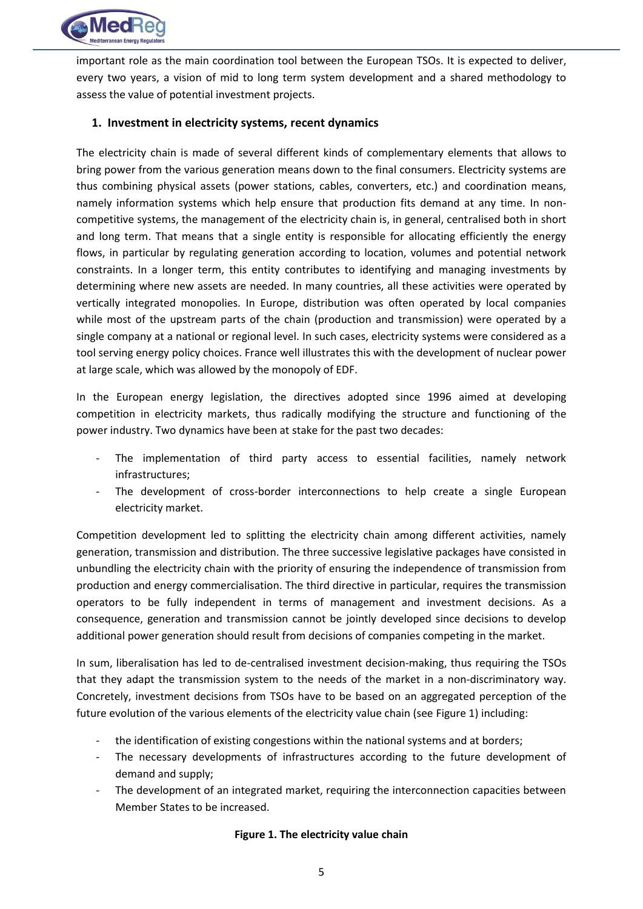important role as the main coordination tool between the European TSOs. It is expected to deliver, every two years, a vision of mid to long term system development and a shared methodology to assess the value of potential investment projects.

## 1. Investment in electricity systems, recent dynamics

The electricity chain is made of several different kinds of complementary elements that allows to bring power from the various generation means down to the final consumers. Electricity systems are thus combining physical assets (power stations, cables, converters, etc.) and coordination means, namely information systems which help ensure that production fits demand at any time. In non-competitive systems, the management of the electricity chain is, in general, centralised both in short and long term. That means that a single entity is responsible for allocating efficiently the energy flows, in particular by regulating generation according to location, volumes and potential network constraints. In a longer term, this entity contributes to identifying and managing investments by determining where new assets are needed. In many countries, all these activities were operated by vertically integrated monopolies. In Europe, distribution was often operated by local companies while most of the upstream parts of the chain (production and transmission) were operated by a single company at a national or regional level. In such cases, electricity systems were considered as a tool serving energy policy choices. France well illustrates this with the development of nuclear power at large scale, which was allowed by the monopoly of EDF.

In the European energy legislation, the directives adopted since 1996 aimed at developing competition in electricity markets, thus radically modifying the structure and functioning of the power industry. Two dynamics have been at stake for the past two decades:

- The implementation of third party access to essential facilities, namely network infrastructures;
- The development of cross-border interconnections to help create a single European electricity market.

Competition development led to splitting the electricity chain among different activities, namely generation, transmission and distribution. The three successive legislative packages have consisted in unbundling the electricity chain with the priority of ensuring the independence of transmission from production and energy commercialisation. The third directive in particular, requires the transmission operators to be fully independent in terms of management and investment decisions. As a consequence, generation and transmission cannot be jointly developed since decisions to develop additional power generation should result from decisions of companies competing in the market.

In sum, liberalisation has led to de-centralised investment decision-making, thus requiring the TSOs that they adapt the transmission system to the needs of the market in a non-discriminatory way. Concretely, investment decisions from TSOs have to be based on an aggregated perception of the future evolution of the various elements of the electricity value chain (see Figure 1) including:

- the identification of existing congestions within the national systems and at borders;
- The necessary developments of infrastructures according to the future development of demand and supply;
- The development of an integrated market, requiring the interconnection capacities between Member States to be increased.

**Figure 1. The electricity value chain**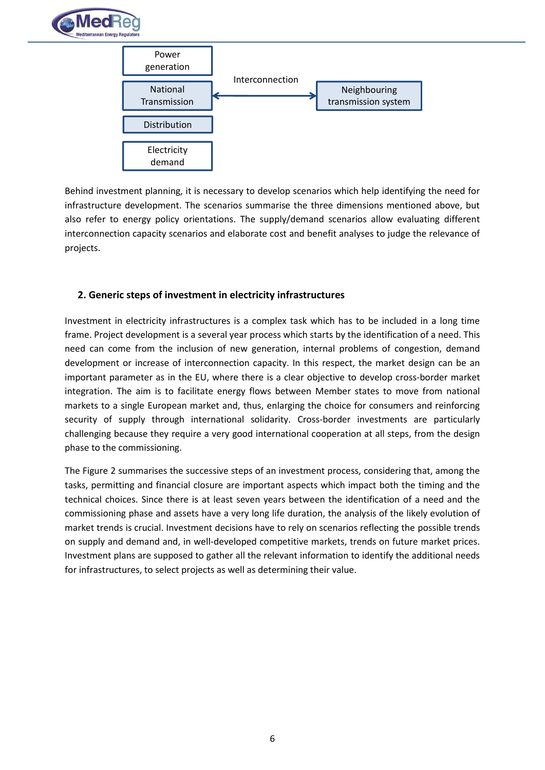Power generation

National Transmission

Distribution

Electricity demand

Interconnection

Neighbouring transmission system

Behind investment planning, it is necessary to develop scenarios which help identifying the need for infrastructure development. The scenarios summarise the three dimensions mentioned above, but also refer to energy policy orientations. The supply/demand scenarios allow evaluating different interconnection capacity scenarios and elaborate cost and benefit analyses to judge the relevance of projects.

## 2. Generic steps of investment in electricity infrastructures

Investment in electricity infrastructures is a complex task which has to be included in a long time frame. Project development is a several year process which starts by the identification of a need. This need can come from the inclusion of new generation, internal problems of congestion, demand development or increase of interconnection capacity. In this respect, the market design can be an important parameter as in the EU, where there is a clear objective to develop cross-border market integration. The aim is to facilitate energy flows between Member states to move from national markets to a single European market and, thus, enlarging the choice for consumers and reinforcing security of supply through international solidarity. Cross-border investments are particularly challenging because they require a very good international cooperation at all steps, from the design phase to the commissioning.

The Figure 2 summarises the successive steps of an investment process, considering that, among the tasks, permitting and financial closure are important aspects which impact both the timing and the technical choices. Since there is at least seven years between the identification of a need and the commissioning phase and assets have a very long life duration, the analysis of the likely evolution of market trends is crucial. Investment decisions have to rely on scenarios reflecting the possible trends on supply and demand and, in well-developed competitive markets, trends on future market prices. Investment plans are supposed to gather all the relevant information to identify the additional needs for infrastructures, to select projects as well as determining their value.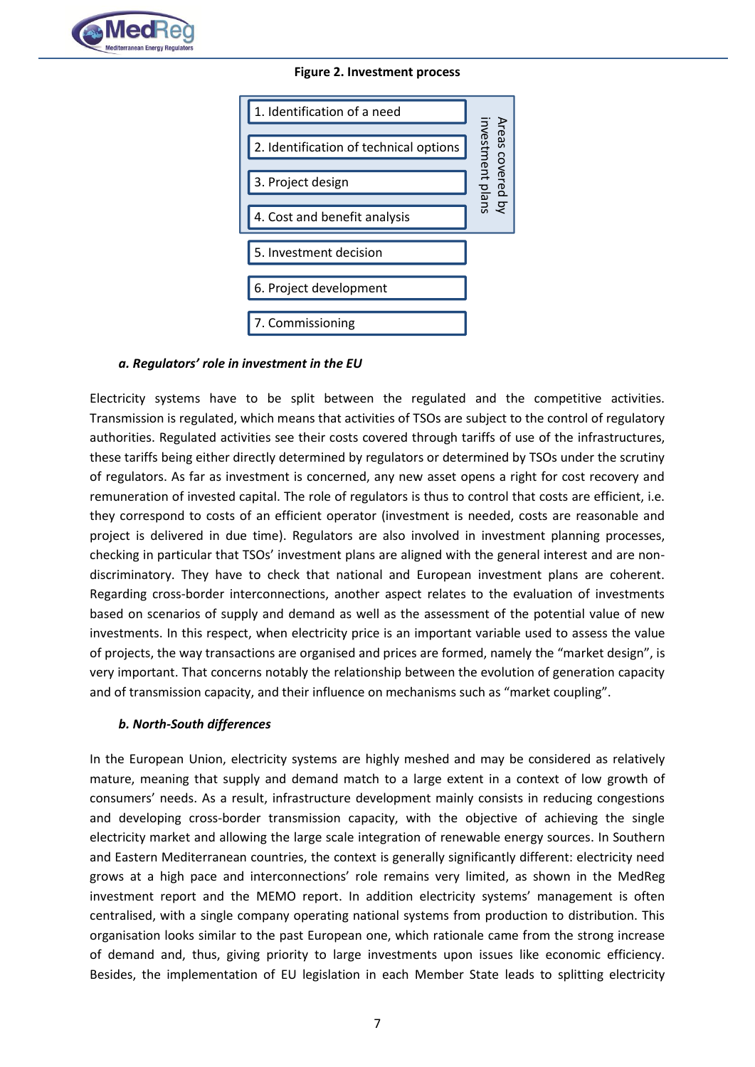**Figure 2. Investment process**

1. Identification of a need
2. Identification of technical options
3. Project design
4. Cost and benefit analysis
5. Investment decision
6. Project development
7. Commissioning

Areas covered by investment plans (steps 1–4)

***a. Regulators' role in investment in the EU***

Electricity systems have to be split between the regulated and the competitive activities. Transmission is regulated, which means that activities of TSOs are subject to the control of regulatory authorities. Regulated activities see their costs covered through tariffs of use of the infrastructures, these tariffs being either directly determined by regulators or determined by TSOs under the scrutiny of regulators. As far as investment is concerned, any new asset opens a right for cost recovery and remuneration of invested capital. The role of regulators is thus to control that costs are efficient, i.e. they correspond to costs of an efficient operator (investment is needed, costs are reasonable and project is delivered in due time). Regulators are also involved in investment planning processes, checking in particular that TSOs' investment plans are aligned with the general interest and are non-discriminatory. They have to check that national and European investment plans are coherent. Regarding cross-border interconnections, another aspect relates to the evaluation of investments based on scenarios of supply and demand as well as the assessment of the potential value of new investments. In this respect, when electricity price is an important variable used to assess the value of projects, the way transactions are organised and prices are formed, namely the "market design", is very important. That concerns notably the relationship between the evolution of generation capacity and of transmission capacity, and their influence on mechanisms such as "market coupling".

***b. North-South differences***

In the European Union, electricity systems are highly meshed and may be considered as relatively mature, meaning that supply and demand match to a large extent in a context of low growth of consumers' needs. As a result, infrastructure development mainly consists in reducing congestions and developing cross-border transmission capacity, with the objective of achieving the single electricity market and allowing the large scale integration of renewable energy sources. In Southern and Eastern Mediterranean countries, the context is generally significantly different: electricity need grows at a high pace and interconnections' role remains very limited, as shown in the MedReg investment report and the MEMO report. In addition electricity systems' management is often centralised, with a single company operating national systems from production to distribution. This organisation looks similar to the past European one, which rationale came from the strong increase of demand and, thus, giving priority to large investments upon issues like economic efficiency. Besides, the implementation of EU legislation in each Member State leads to splitting electricity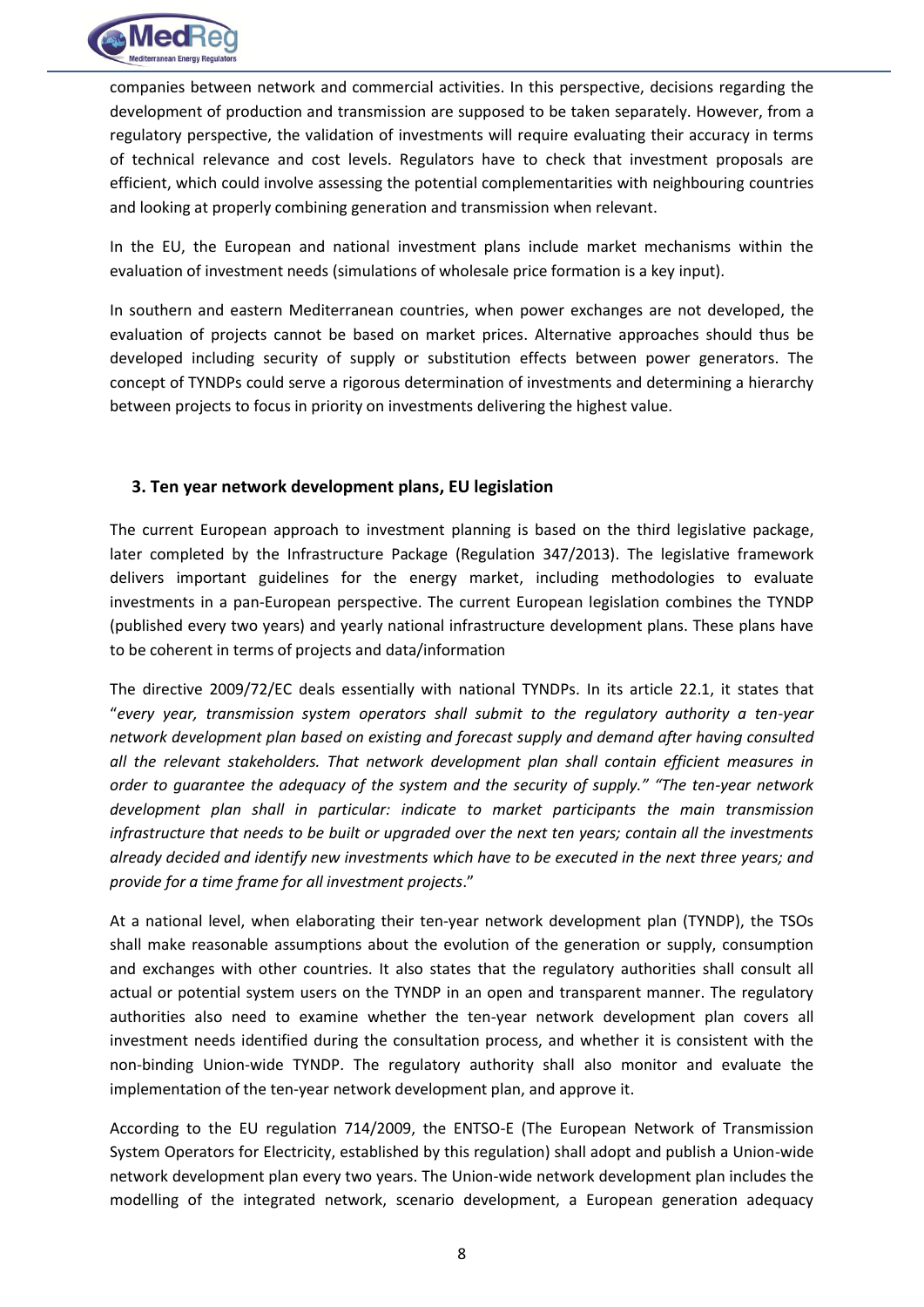companies between network and commercial activities. In this perspective, decisions regarding the development of production and transmission are supposed to be taken separately. However, from a regulatory perspective, the validation of investments will require evaluating their accuracy in terms of technical relevance and cost levels. Regulators have to check that investment proposals are efficient, which could involve assessing the potential complementarities with neighbouring countries and looking at properly combining generation and transmission when relevant.

In the EU, the European and national investment plans include market mechanisms within the evaluation of investment needs (simulations of wholesale price formation is a key input).

In southern and eastern Mediterranean countries, when power exchanges are not developed, the evaluation of projects cannot be based on market prices. Alternative approaches should thus be developed including security of supply or substitution effects between power generators. The concept of TYNDPs could serve a rigorous determination of investments and determining a hierarchy between projects to focus in priority on investments delivering the highest value.

## 3. Ten year network development plans, EU legislation

The current European approach to investment planning is based on the third legislative package, later completed by the Infrastructure Package (Regulation 347/2013). The legislative framework delivers important guidelines for the energy market, including methodologies to evaluate investments in a pan-European perspective. The current European legislation combines the TYNDP (published every two years) and yearly national infrastructure development plans. These plans have to be coherent in terms of projects and data/information

The directive 2009/72/EC deals essentially with national TYNDPs. In its article 22.1, it states that "*every year, transmission system operators shall submit to the regulatory authority a ten-year network development plan based on existing and forecast supply and demand after having consulted all the relevant stakeholders. That network development plan shall contain efficient measures in order to guarantee the adequacy of the system and the security of supply." "The ten-year network development plan shall in particular: indicate to market participants the main transmission infrastructure that needs to be built or upgraded over the next ten years; contain all the investments already decided and identify new investments which have to be executed in the next three years; and provide for a time frame for all investment projects*."

At a national level, when elaborating their ten-year network development plan (TYNDP), the TSOs shall make reasonable assumptions about the evolution of the generation or supply, consumption and exchanges with other countries. It also states that the regulatory authorities shall consult all actual or potential system users on the TYNDP in an open and transparent manner. The regulatory authorities also need to examine whether the ten-year network development plan covers all investment needs identified during the consultation process, and whether it is consistent with the non-binding Union-wide TYNDP. The regulatory authority shall also monitor and evaluate the implementation of the ten-year network development plan, and approve it.

According to the EU regulation 714/2009, the ENTSO-E (The European Network of Transmission System Operators for Electricity, established by this regulation) shall adopt and publish a Union-wide network development plan every two years. The Union-wide network development plan includes the modelling of the integrated network, scenario development, a European generation adequacy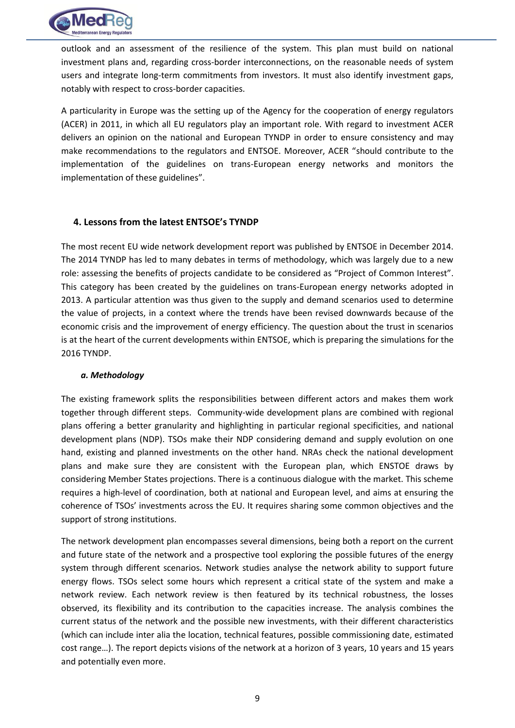outlook and an assessment of the resilience of the system. This plan must build on national investment plans and, regarding cross-border interconnections, on the reasonable needs of system users and integrate long-term commitments from investors. It must also identify investment gaps, notably with respect to cross-border capacities.

A particularity in Europe was the setting up of the Agency for the cooperation of energy regulators (ACER) in 2011, in which all EU regulators play an important role. With regard to investment ACER delivers an opinion on the national and European TYNDP in order to ensure consistency and may make recommendations to the regulators and ENTSOE. Moreover, ACER "should contribute to the implementation of the guidelines on trans-European energy networks and monitors the implementation of these guidelines".

## 4. Lessons from the latest ENTSOE's TYNDP

The most recent EU wide network development report was published by ENTSOE in December 2014. The 2014 TYNDP has led to many debates in terms of methodology, which was largely due to a new role: assessing the benefits of projects candidate to be considered as "Project of Common Interest". This category has been created by the guidelines on trans-European energy networks adopted in 2013. A particular attention was thus given to the supply and demand scenarios used to determine the value of projects, in a context where the trends have been revised downwards because of the economic crisis and the improvement of energy efficiency. The question about the trust in scenarios is at the heart of the current developments within ENTSOE, which is preparing the simulations for the 2016 TYNDP.

### *a. Methodology*

The existing framework splits the responsibilities between different actors and makes them work together through different steps. Community-wide development plans are combined with regional plans offering a better granularity and highlighting in particular regional specificities, and national development plans (NDP). TSOs make their NDP considering demand and supply evolution on one hand, existing and planned investments on the other hand. NRAs check the national development plans and make sure they are consistent with the European plan, which ENSTOE draws by considering Member States projections. There is a continuous dialogue with the market. This scheme requires a high-level of coordination, both at national and European level, and aims at ensuring the coherence of TSOs' investments across the EU. It requires sharing some common objectives and the support of strong institutions.

The network development plan encompasses several dimensions, being both a report on the current and future state of the network and a prospective tool exploring the possible futures of the energy system through different scenarios. Network studies analyse the network ability to support future energy flows. TSOs select some hours which represent a critical state of the system and make a network review. Each network review is then featured by its technical robustness, the losses observed, its flexibility and its contribution to the capacities increase. The analysis combines the current status of the network and the possible new investments, with their different characteristics (which can include inter alia the location, technical features, possible commissioning date, estimated cost range…). The report depicts visions of the network at a horizon of 3 years, 10 years and 15 years and potentially even more.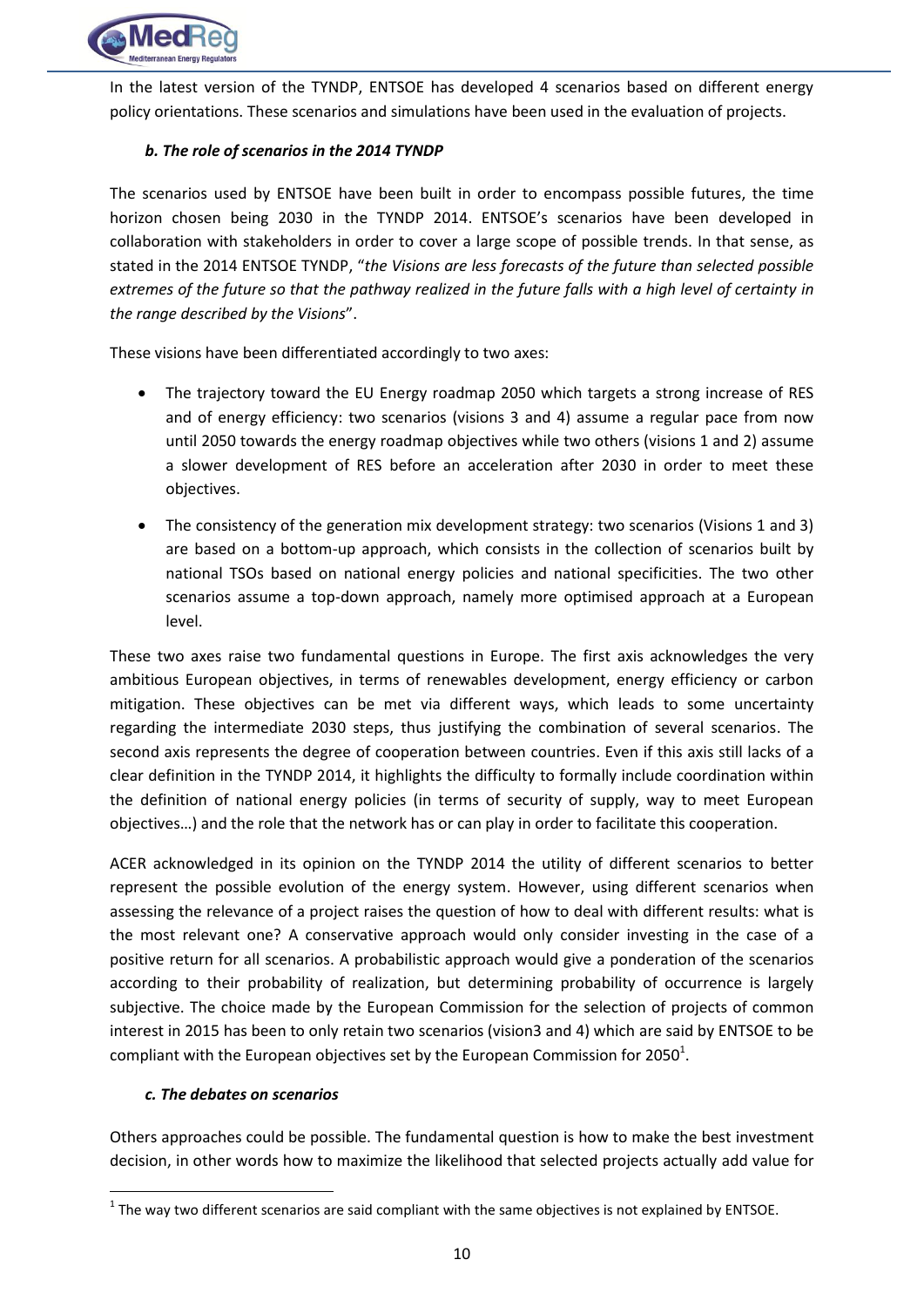In the latest version of the TYNDP, ENTSOE has developed 4 scenarios based on different energy policy orientations. These scenarios and simulations have been used in the evaluation of projects.

### *b. The role of scenarios in the 2014 TYNDP*

The scenarios used by ENTSOE have been built in order to encompass possible futures, the time horizon chosen being 2030 in the TYNDP 2014. ENTSOE's scenarios have been developed in collaboration with stakeholders in order to cover a large scope of possible trends. In that sense, as stated in the 2014 ENTSOE TYNDP, "*the Visions are less forecasts of the future than selected possible extremes of the future so that the pathway realized in the future falls with a high level of certainty in the range described by the Visions*".

These visions have been differentiated accordingly to two axes:

- The trajectory toward the EU Energy roadmap 2050 which targets a strong increase of RES and of energy efficiency: two scenarios (visions 3 and 4) assume a regular pace from now until 2050 towards the energy roadmap objectives while two others (visions 1 and 2) assume a slower development of RES before an acceleration after 2030 in order to meet these objectives.
- The consistency of the generation mix development strategy: two scenarios (Visions 1 and 3) are based on a bottom-up approach, which consists in the collection of scenarios built by national TSOs based on national energy policies and national specificities. The two other scenarios assume a top-down approach, namely more optimised approach at a European level.

These two axes raise two fundamental questions in Europe. The first axis acknowledges the very ambitious European objectives, in terms of renewables development, energy efficiency or carbon mitigation. These objectives can be met via different ways, which leads to some uncertainty regarding the intermediate 2030 steps, thus justifying the combination of several scenarios. The second axis represents the degree of cooperation between countries. Even if this axis still lacks of a clear definition in the TYNDP 2014, it highlights the difficulty to formally include coordination within the definition of national energy policies (in terms of security of supply, way to meet European objectives…) and the role that the network has or can play in order to facilitate this cooperation.

ACER acknowledged in its opinion on the TYNDP 2014 the utility of different scenarios to better represent the possible evolution of the energy system. However, using different scenarios when assessing the relevance of a project raises the question of how to deal with different results: what is the most relevant one? A conservative approach would only consider investing in the case of a positive return for all scenarios. A probabilistic approach would give a ponderation of the scenarios according to their probability of realization, but determining probability of occurrence is largely subjective. The choice made by the European Commission for the selection of projects of common interest in 2015 has been to only retain two scenarios (vision3 and 4) which are said by ENTSOE to be compliant with the European objectives set by the European Commission for 2050[1].

### *c. The debates on scenarios*

Others approaches could be possible. The fundamental question is how to make the best investment decision, in other words how to maximize the likelihood that selected projects actually add value for

[1] The way two different scenarios are said compliant with the same objectives is not explained by ENTSOE.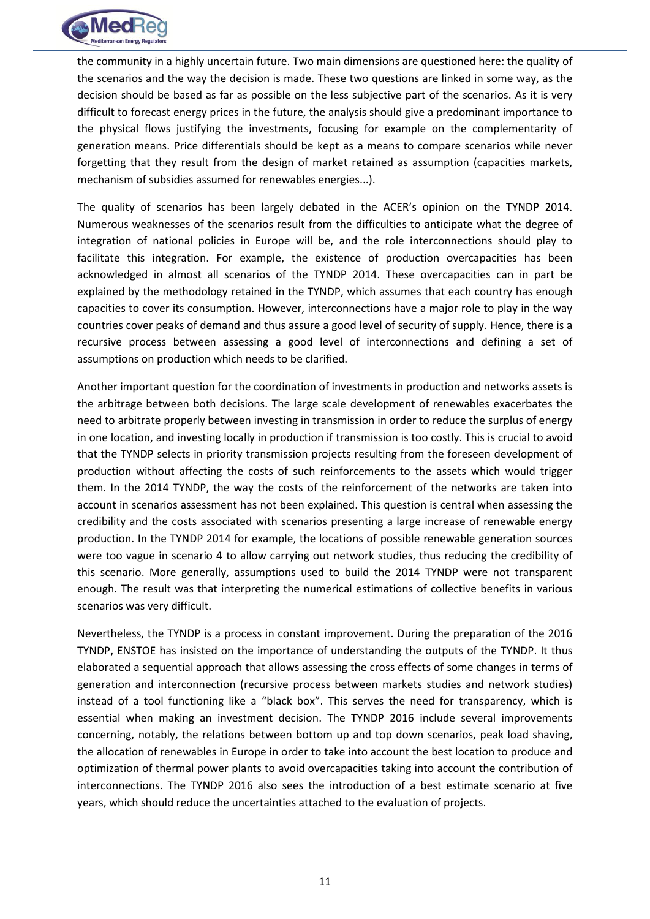the community in a highly uncertain future. Two main dimensions are questioned here: the quality of the scenarios and the way the decision is made. These two questions are linked in some way, as the decision should be based as far as possible on the less subjective part of the scenarios. As it is very difficult to forecast energy prices in the future, the analysis should give a predominant importance to the physical flows justifying the investments, focusing for example on the complementarity of generation means. Price differentials should be kept as a means to compare scenarios while never forgetting that they result from the design of market retained as assumption (capacities markets, mechanism of subsidies assumed for renewables energies...).

The quality of scenarios has been largely debated in the ACER's opinion on the TYNDP 2014. Numerous weaknesses of the scenarios result from the difficulties to anticipate what the degree of integration of national policies in Europe will be, and the role interconnections should play to facilitate this integration. For example, the existence of production overcapacities has been acknowledged in almost all scenarios of the TYNDP 2014. These overcapacities can in part be explained by the methodology retained in the TYNDP, which assumes that each country has enough capacities to cover its consumption. However, interconnections have a major role to play in the way countries cover peaks of demand and thus assure a good level of security of supply. Hence, there is a recursive process between assessing a good level of interconnections and defining a set of assumptions on production which needs to be clarified.

Another important question for the coordination of investments in production and networks assets is the arbitrage between both decisions. The large scale development of renewables exacerbates the need to arbitrate properly between investing in transmission in order to reduce the surplus of energy in one location, and investing locally in production if transmission is too costly. This is crucial to avoid that the TYNDP selects in priority transmission projects resulting from the foreseen development of production without affecting the costs of such reinforcements to the assets which would trigger them. In the 2014 TYNDP, the way the costs of the reinforcement of the networks are taken into account in scenarios assessment has not been explained. This question is central when assessing the credibility and the costs associated with scenarios presenting a large increase of renewable energy production. In the TYNDP 2014 for example, the locations of possible renewable generation sources were too vague in scenario 4 to allow carrying out network studies, thus reducing the credibility of this scenario. More generally, assumptions used to build the 2014 TYNDP were not transparent enough. The result was that interpreting the numerical estimations of collective benefits in various scenarios was very difficult.

Nevertheless, the TYNDP is a process in constant improvement. During the preparation of the 2016 TYNDP, ENSTOE has insisted on the importance of understanding the outputs of the TYNDP. It thus elaborated a sequential approach that allows assessing the cross effects of some changes in terms of generation and interconnection (recursive process between markets studies and network studies) instead of a tool functioning like a "black box". This serves the need for transparency, which is essential when making an investment decision. The TYNDP 2016 include several improvements concerning, notably, the relations between bottom up and top down scenarios, peak load shaving, the allocation of renewables in Europe in order to take into account the best location to produce and optimization of thermal power plants to avoid overcapacities taking into account the contribution of interconnections. The TYNDP 2016 also sees the introduction of a best estimate scenario at five years, which should reduce the uncertainties attached to the evaluation of projects.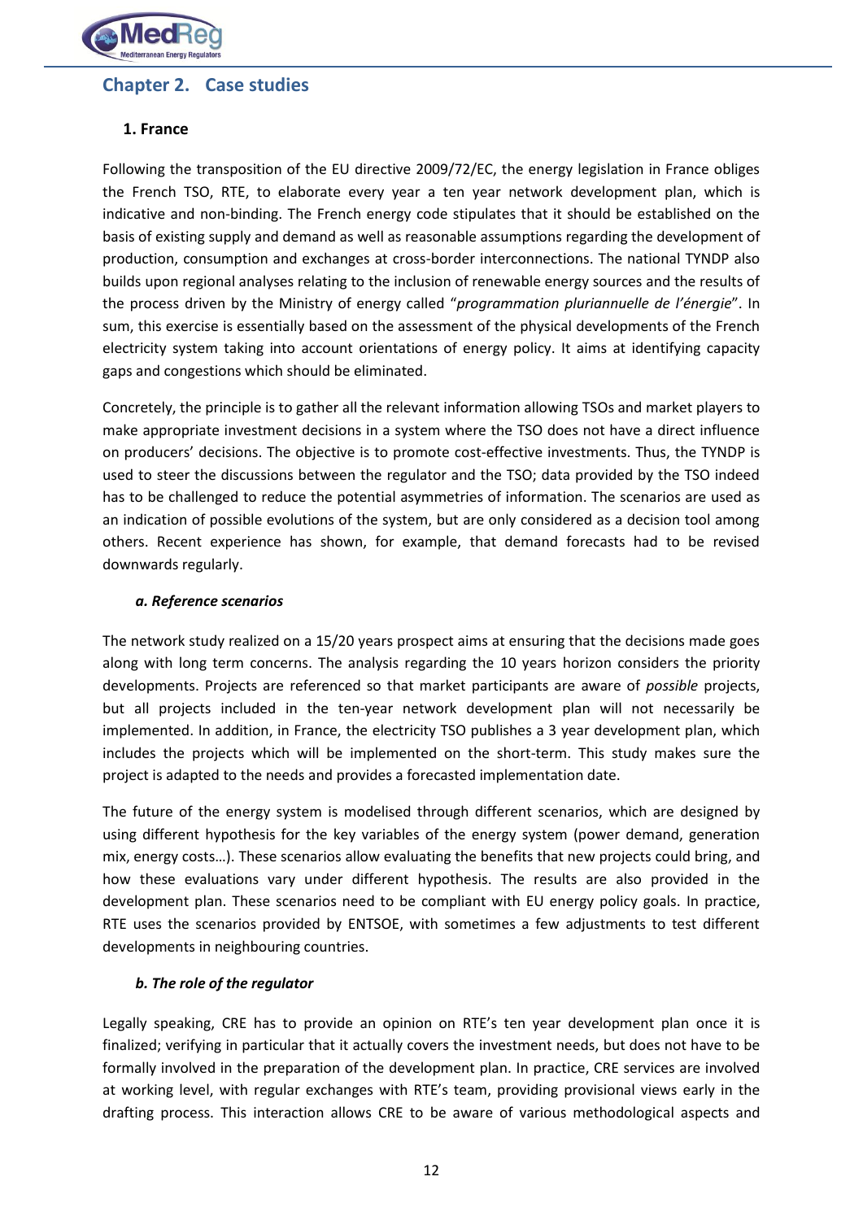# Chapter 2. Case studies

## 1. France

Following the transposition of the EU directive 2009/72/EC, the energy legislation in France obliges the French TSO, RTE, to elaborate every year a ten year network development plan, which is indicative and non-binding. The French energy code stipulates that it should be established on the basis of existing supply and demand as well as reasonable assumptions regarding the development of production, consumption and exchanges at cross-border interconnections. The national TYNDP also builds upon regional analyses relating to the inclusion of renewable energy sources and the results of the process driven by the Ministry of energy called "*programmation pluriannuelle de l'énergie*". In sum, this exercise is essentially based on the assessment of the physical developments of the French electricity system taking into account orientations of energy policy. It aims at identifying capacity gaps and congestions which should be eliminated.

Concretely, the principle is to gather all the relevant information allowing TSOs and market players to make appropriate investment decisions in a system where the TSO does not have a direct influence on producers' decisions. The objective is to promote cost-effective investments. Thus, the TYNDP is used to steer the discussions between the regulator and the TSO; data provided by the TSO indeed has to be challenged to reduce the potential asymmetries of information. The scenarios are used as an indication of possible evolutions of the system, but are only considered as a decision tool among others. Recent experience has shown, for example, that demand forecasts had to be revised downwards regularly.

### *a. Reference scenarios*

The network study realized on a 15/20 years prospect aims at ensuring that the decisions made goes along with long term concerns. The analysis regarding the 10 years horizon considers the priority developments. Projects are referenced so that market participants are aware of *possible* projects, but all projects included in the ten-year network development plan will not necessarily be implemented. In addition, in France, the electricity TSO publishes a 3 year development plan, which includes the projects which will be implemented on the short-term. This study makes sure the project is adapted to the needs and provides a forecasted implementation date.

The future of the energy system is modelised through different scenarios, which are designed by using different hypothesis for the key variables of the energy system (power demand, generation mix, energy costs…). These scenarios allow evaluating the benefits that new projects could bring, and how these evaluations vary under different hypothesis. The results are also provided in the development plan. These scenarios need to be compliant with EU energy policy goals. In practice, RTE uses the scenarios provided by ENTSOE, with sometimes a few adjustments to test different developments in neighbouring countries.

### *b. The role of the regulator*

Legally speaking, CRE has to provide an opinion on RTE's ten year development plan once it is finalized; verifying in particular that it actually covers the investment needs, but does not have to be formally involved in the preparation of the development plan. In practice, CRE services are involved at working level, with regular exchanges with RTE's team, providing provisional views early in the drafting process. This interaction allows CRE to be aware of various methodological aspects and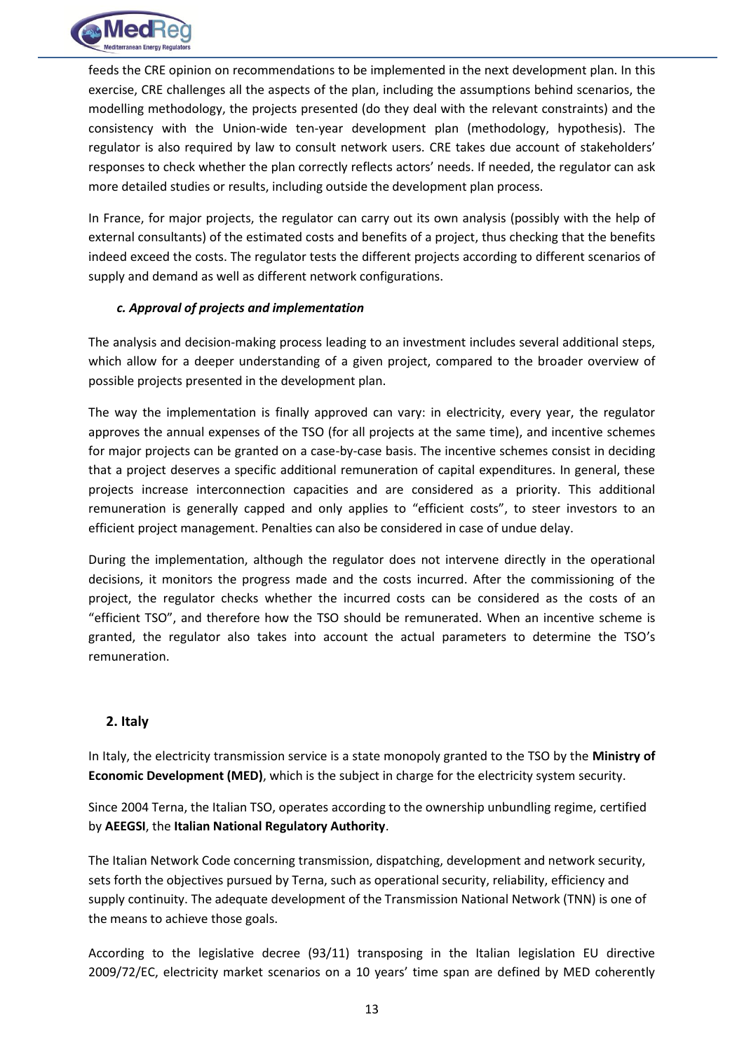feeds the CRE opinion on recommendations to be implemented in the next development plan. In this exercise, CRE challenges all the aspects of the plan, including the assumptions behind scenarios, the modelling methodology, the projects presented (do they deal with the relevant constraints) and the consistency with the Union-wide ten-year development plan (methodology, hypothesis). The regulator is also required by law to consult network users. CRE takes due account of stakeholders' responses to check whether the plan correctly reflects actors' needs. If needed, the regulator can ask more detailed studies or results, including outside the development plan process.

In France, for major projects, the regulator can carry out its own analysis (possibly with the help of external consultants) of the estimated costs and benefits of a project, thus checking that the benefits indeed exceed the costs. The regulator tests the different projects according to different scenarios of supply and demand as well as different network configurations.

#### *c. Approval of projects and implementation*

The analysis and decision-making process leading to an investment includes several additional steps, which allow for a deeper understanding of a given project, compared to the broader overview of possible projects presented in the development plan.

The way the implementation is finally approved can vary: in electricity, every year, the regulator approves the annual expenses of the TSO (for all projects at the same time), and incentive schemes for major projects can be granted on a case-by-case basis. The incentive schemes consist in deciding that a project deserves a specific additional remuneration of capital expenditures. In general, these projects increase interconnection capacities and are considered as a priority. This additional remuneration is generally capped and only applies to "efficient costs", to steer investors to an efficient project management. Penalties can also be considered in case of undue delay.

During the implementation, although the regulator does not intervene directly in the operational decisions, it monitors the progress made and the costs incurred. After the commissioning of the project, the regulator checks whether the incurred costs can be considered as the costs of an "efficient TSO", and therefore how the TSO should be remunerated. When an incentive scheme is granted, the regulator also takes into account the actual parameters to determine the TSO's remuneration.

### 2. Italy

In Italy, the electricity transmission service is a state monopoly granted to the TSO by the **Ministry of Economic Development (MED)**, which is the subject in charge for the electricity system security.

Since 2004 Terna, the Italian TSO, operates according to the ownership unbundling regime, certified by **AEEGSI**, the **Italian National Regulatory Authority**.

The Italian Network Code concerning transmission, dispatching, development and network security, sets forth the objectives pursued by Terna, such as operational security, reliability, efficiency and supply continuity. The adequate development of the Transmission National Network (TNN) is one of the means to achieve those goals.

According to the legislative decree (93/11) transposing in the Italian legislation EU directive 2009/72/EC, electricity market scenarios on a 10 years' time span are defined by MED coherently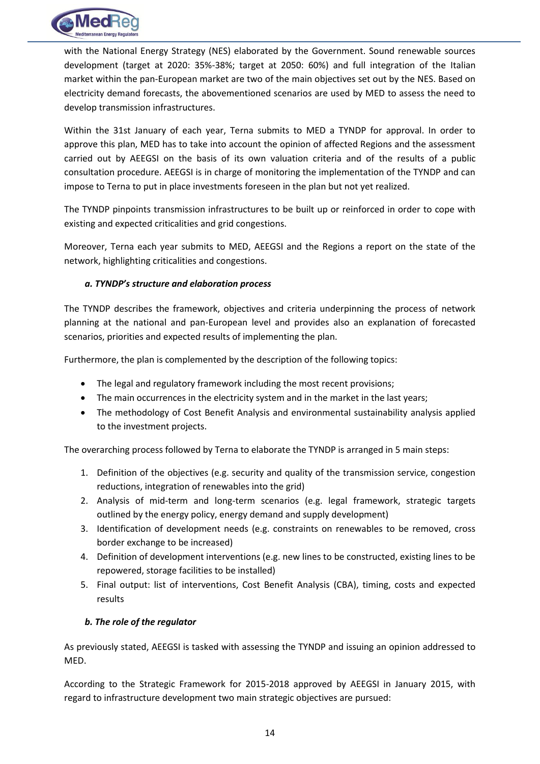with the National Energy Strategy (NES) elaborated by the Government. Sound renewable sources development (target at 2020: 35%-38%; target at 2050: 60%) and full integration of the Italian market within the pan-European market are two of the main objectives set out by the NES. Based on electricity demand forecasts, the abovementioned scenarios are used by MED to assess the need to develop transmission infrastructures.

Within the 31st January of each year, Terna submits to MED a TYNDP for approval. In order to approve this plan, MED has to take into account the opinion of affected Regions and the assessment carried out by AEEGSI on the basis of its own valuation criteria and of the results of a public consultation procedure. AEEGSI is in charge of monitoring the implementation of the TYNDP and can impose to Terna to put in place investments foreseen in the plan but not yet realized.

The TYNDP pinpoints transmission infrastructures to be built up or reinforced in order to cope with existing and expected criticalities and grid congestions.

Moreover, Terna each year submits to MED, AEEGSI and the Regions a report on the state of the network, highlighting criticalities and congestions.

### *a. TYNDP's structure and elaboration process*

The TYNDP describes the framework, objectives and criteria underpinning the process of network planning at the national and pan-European level and provides also an explanation of forecasted scenarios, priorities and expected results of implementing the plan.

Furthermore, the plan is complemented by the description of the following topics:

- The legal and regulatory framework including the most recent provisions;
- The main occurrences in the electricity system and in the market in the last years;
- The methodology of Cost Benefit Analysis and environmental sustainability analysis applied to the investment projects.

The overarching process followed by Terna to elaborate the TYNDP is arranged in 5 main steps:

1. Definition of the objectives (e.g. security and quality of the transmission service, congestion reductions, integration of renewables into the grid)
2. Analysis of mid-term and long-term scenarios (e.g. legal framework, strategic targets outlined by the energy policy, energy demand and supply development)
3. Identification of development needs (e.g. constraints on renewables to be removed, cross border exchange to be increased)
4. Definition of development interventions (e.g. new lines to be constructed, existing lines to be repowered, storage facilities to be installed)
5. Final output: list of interventions, Cost Benefit Analysis (CBA), timing, costs and expected results

### *b. The role of the regulator*

As previously stated, AEEGSI is tasked with assessing the TYNDP and issuing an opinion addressed to MED.

According to the Strategic Framework for 2015-2018 approved by AEEGSI in January 2015, with regard to infrastructure development two main strategic objectives are pursued: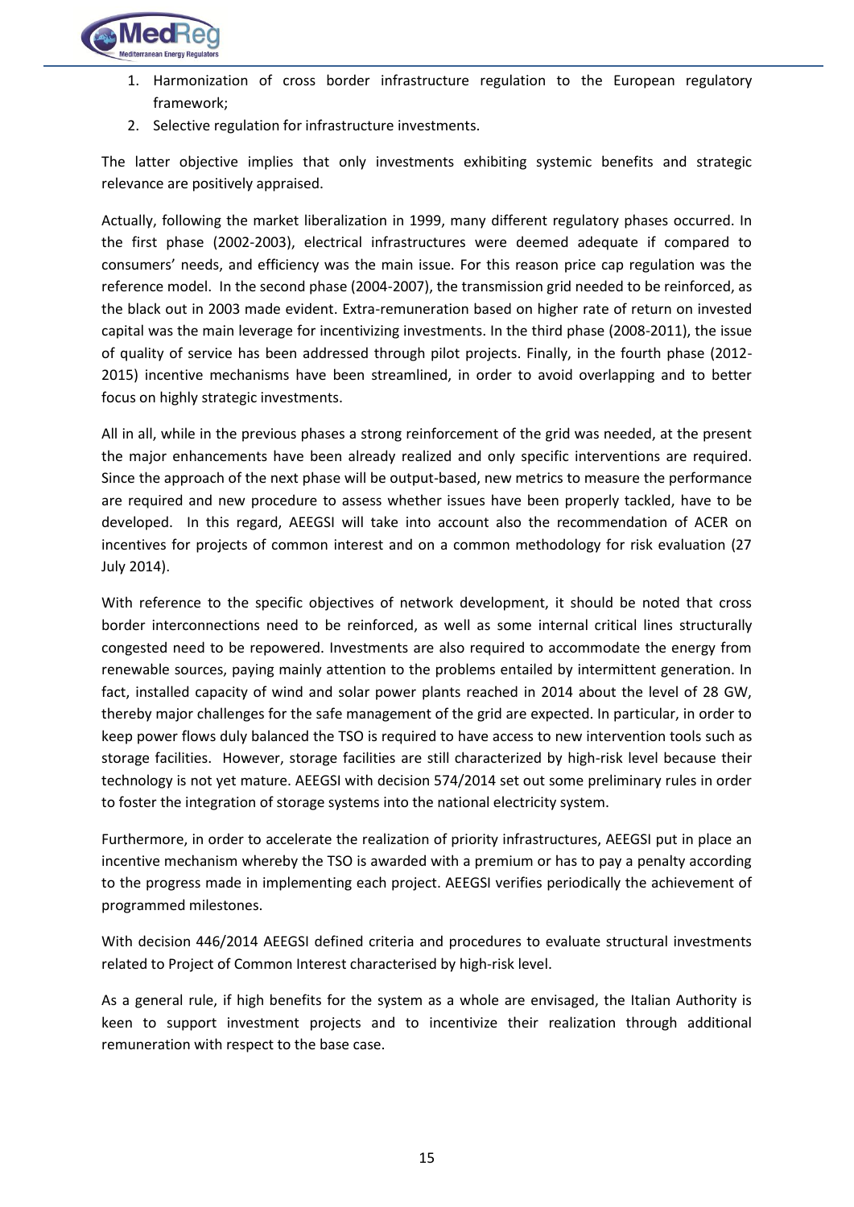1. Harmonization of cross border infrastructure regulation to the European regulatory framework;
2. Selective regulation for infrastructure investments.

The latter objective implies that only investments exhibiting systemic benefits and strategic relevance are positively appraised.

Actually, following the market liberalization in 1999, many different regulatory phases occurred. In the first phase (2002-2003), electrical infrastructures were deemed adequate if compared to consumers' needs, and efficiency was the main issue. For this reason price cap regulation was the reference model. In the second phase (2004-2007), the transmission grid needed to be reinforced, as the black out in 2003 made evident. Extra-remuneration based on higher rate of return on invested capital was the main leverage for incentivizing investments. In the third phase (2008-2011), the issue of quality of service has been addressed through pilot projects. Finally, in the fourth phase (2012-2015) incentive mechanisms have been streamlined, in order to avoid overlapping and to better focus on highly strategic investments.

All in all, while in the previous phases a strong reinforcement of the grid was needed, at the present the major enhancements have been already realized and only specific interventions are required. Since the approach of the next phase will be output-based, new metrics to measure the performance are required and new procedure to assess whether issues have been properly tackled, have to be developed. In this regard, AEEGSI will take into account also the recommendation of ACER on incentives for projects of common interest and on a common methodology for risk evaluation (27 July 2014).

With reference to the specific objectives of network development, it should be noted that cross border interconnections need to be reinforced, as well as some internal critical lines structurally congested need to be repowered. Investments are also required to accommodate the energy from renewable sources, paying mainly attention to the problems entailed by intermittent generation. In fact, installed capacity of wind and solar power plants reached in 2014 about the level of 28 GW, thereby major challenges for the safe management of the grid are expected. In particular, in order to keep power flows duly balanced the TSO is required to have access to new intervention tools such as storage facilities. However, storage facilities are still characterized by high-risk level because their technology is not yet mature. AEEGSI with decision 574/2014 set out some preliminary rules in order to foster the integration of storage systems into the national electricity system.

Furthermore, in order to accelerate the realization of priority infrastructures, AEEGSI put in place an incentive mechanism whereby the TSO is awarded with a premium or has to pay a penalty according to the progress made in implementing each project. AEEGSI verifies periodically the achievement of programmed milestones.

With decision 446/2014 AEEGSI defined criteria and procedures to evaluate structural investments related to Project of Common Interest characterised by high-risk level.

As a general rule, if high benefits for the system as a whole are envisaged, the Italian Authority is keen to support investment projects and to incentivize their realization through additional remuneration with respect to the base case.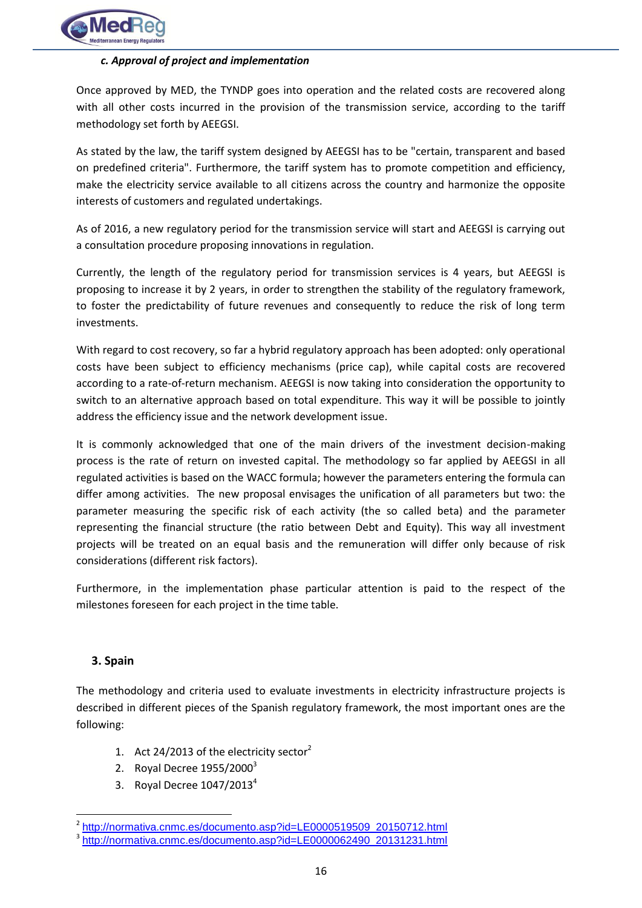#### *c. Approval of project and implementation*

Once approved by MED, the TYNDP goes into operation and the related costs are recovered along with all other costs incurred in the provision of the transmission service, according to the tariff methodology set forth by AEEGSI.

As stated by the law, the tariff system designed by AEEGSI has to be "certain, transparent and based on predefined criteria". Furthermore, the tariff system has to promote competition and efficiency, make the electricity service available to all citizens across the country and harmonize the opposite interests of customers and regulated undertakings.

As of 2016, a new regulatory period for the transmission service will start and AEEGSI is carrying out a consultation procedure proposing innovations in regulation.

Currently, the length of the regulatory period for transmission services is 4 years, but AEEGSI is proposing to increase it by 2 years, in order to strengthen the stability of the regulatory framework, to foster the predictability of future revenues and consequently to reduce the risk of long term investments.

With regard to cost recovery, so far a hybrid regulatory approach has been adopted: only operational costs have been subject to efficiency mechanisms (price cap), while capital costs are recovered according to a rate-of-return mechanism. AEEGSI is now taking into consideration the opportunity to switch to an alternative approach based on total expenditure. This way it will be possible to jointly address the efficiency issue and the network development issue.

It is commonly acknowledged that one of the main drivers of the investment decision-making process is the rate of return on invested capital. The methodology so far applied by AEEGSI in all regulated activities is based on the WACC formula; however the parameters entering the formula can differ among activities. The new proposal envisages the unification of all parameters but two: the parameter measuring the specific risk of each activity (the so called beta) and the parameter representing the financial structure (the ratio between Debt and Equity). This way all investment projects will be treated on an equal basis and the remuneration will differ only because of risk considerations (different risk factors).

Furthermore, in the implementation phase particular attention is paid to the respect of the milestones foreseen for each project in the time table.

### 3. Spain

The methodology and criteria used to evaluate investments in electricity infrastructure projects is described in different pieces of the Spanish regulatory framework, the most important ones are the following:

1. Act 24/2013 of the electricity sector[2]
2. Royal Decree 1955/2000[3]
3. Royal Decree 1047/2013[4]

[2] http://normativa.cnmc.es/documento.asp?id=LE0000519509_20150712.html
[3] http://normativa.cnmc.es/documento.asp?id=LE0000062490_20131231.html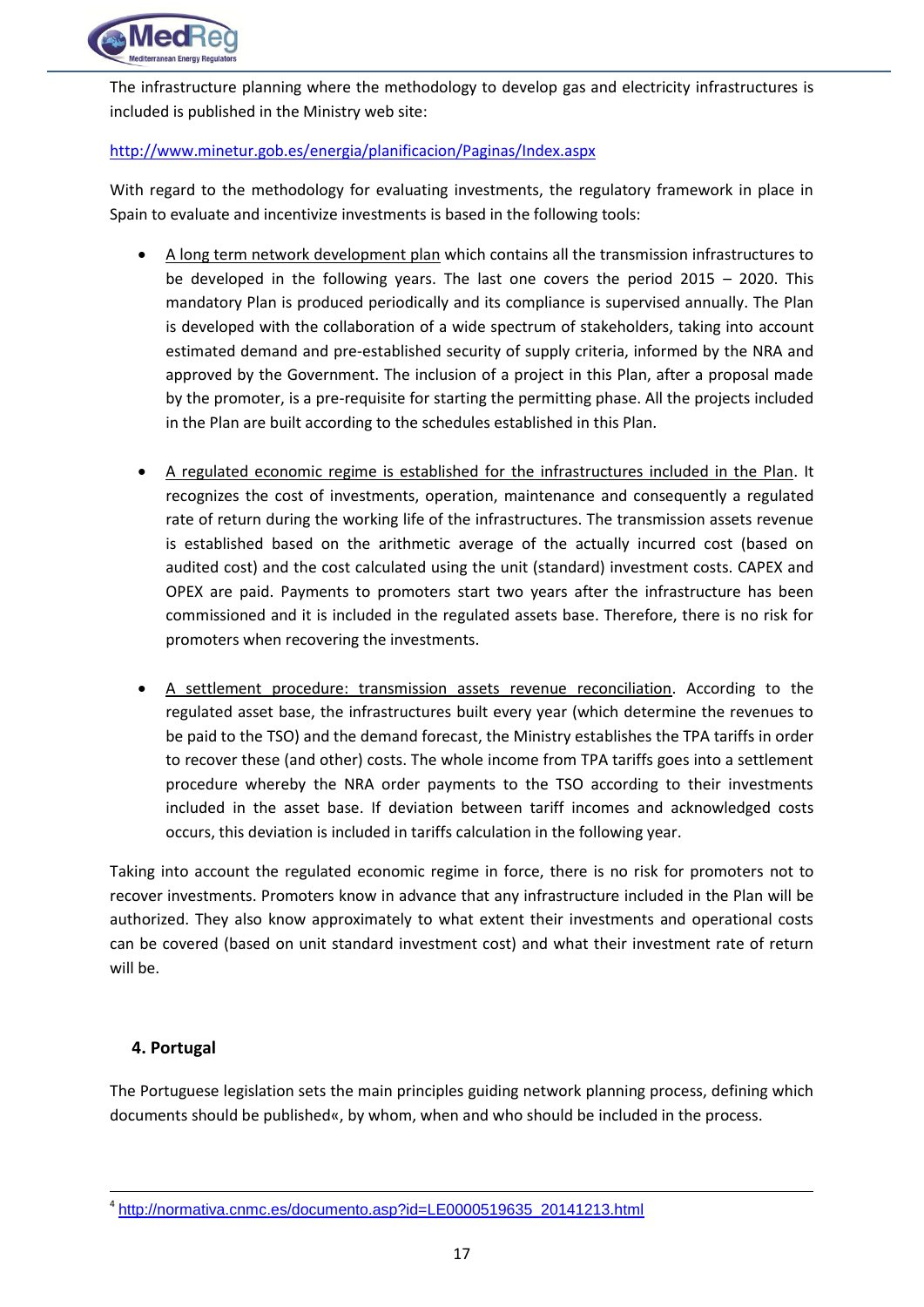The infrastructure planning where the methodology to develop gas and electricity infrastructures is included is published in the Ministry web site:

http://www.minetur.gob.es/energia/planificacion/Paginas/Index.aspx

With regard to the methodology for evaluating investments, the regulatory framework in place in Spain to evaluate and incentivize investments is based in the following tools:

- A long term network development plan which contains all the transmission infrastructures to be developed in the following years. The last one covers the period 2015 – 2020. This mandatory Plan is produced periodically and its compliance is supervised annually. The Plan is developed with the collaboration of a wide spectrum of stakeholders, taking into account estimated demand and pre-established security of supply criteria, informed by the NRA and approved by the Government. The inclusion of a project in this Plan, after a proposal made by the promoter, is a pre-requisite for starting the permitting phase. All the projects included in the Plan are built according to the schedules established in this Plan.

- A regulated economic regime is established for the infrastructures included in the Plan. It recognizes the cost of investments, operation, maintenance and consequently a regulated rate of return during the working life of the infrastructures. The transmission assets revenue is established based on the arithmetic average of the actually incurred cost (based on audited cost) and the cost calculated using the unit (standard) investment costs. CAPEX and OPEX are paid. Payments to promoters start two years after the infrastructure has been commissioned and it is included in the regulated assets base. Therefore, there is no risk for promoters when recovering the investments.

- A settlement procedure: transmission assets revenue reconciliation. According to the regulated asset base, the infrastructures built every year (which determine the revenues to be paid to the TSO) and the demand forecast, the Ministry establishes the TPA tariffs in order to recover these (and other) costs. The whole income from TPA tariffs goes into a settlement procedure whereby the NRA order payments to the TSO according to their investments included in the asset base. If deviation between tariff incomes and acknowledged costs occurs, this deviation is included in tariffs calculation in the following year.

Taking into account the regulated economic regime in force, there is no risk for promoters not to recover investments. Promoters know in advance that any infrastructure included in the Plan will be authorized. They also know approximately to what extent their investments and operational costs can be covered (based on unit standard investment cost) and what their investment rate of return will be.

## 4. Portugal

The Portuguese legislation sets the main principles guiding network planning process, defining which documents should be published«, by whom, when and who should be included in the process.

---

[4] http://normativa.cnmc.es/documento.asp?id=LE0000519635_20141213.html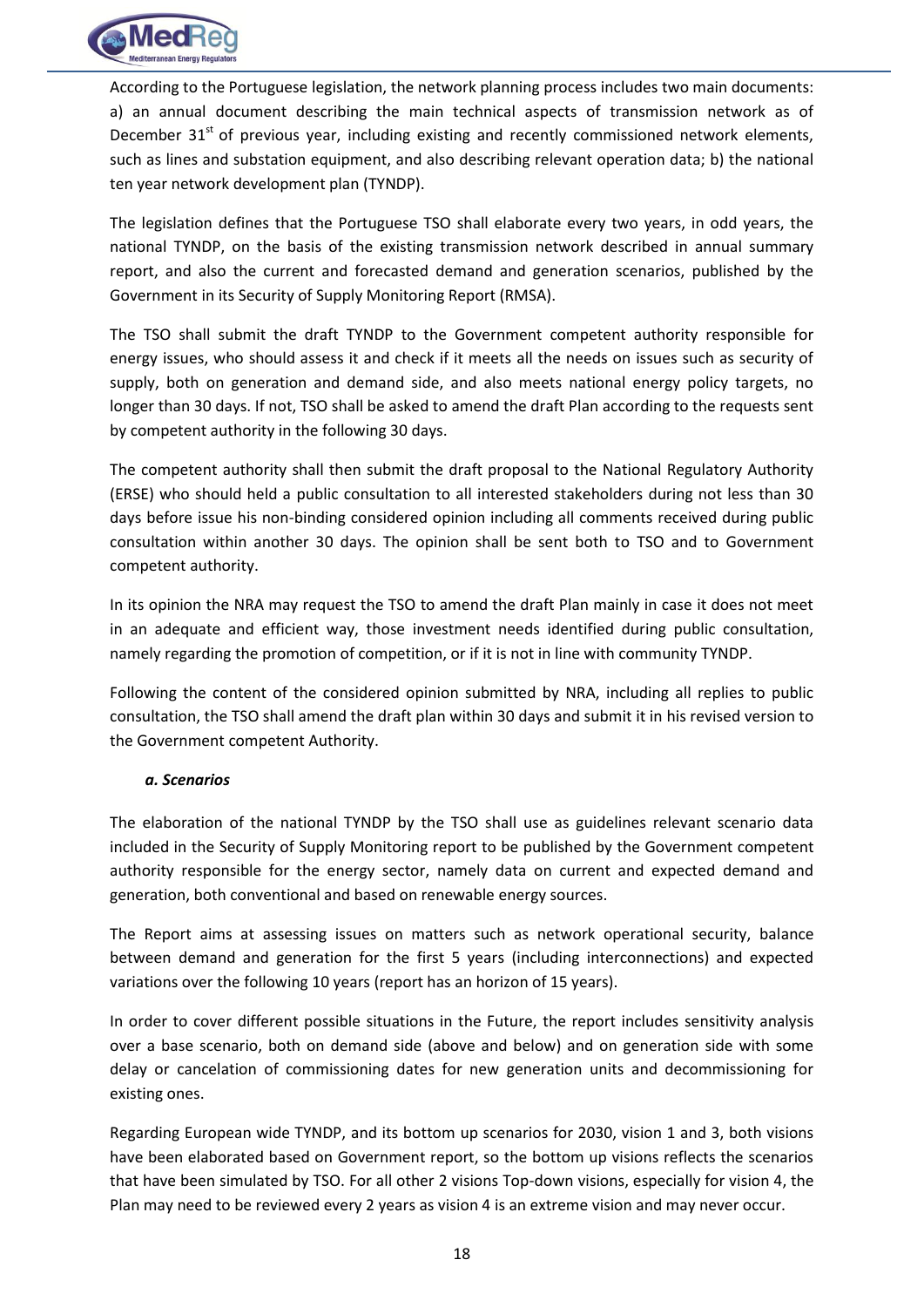According to the Portuguese legislation, the network planning process includes two main documents: a) an annual document describing the main technical aspects of transmission network as of December 31st of previous year, including existing and recently commissioned network elements, such as lines and substation equipment, and also describing relevant operation data; b) the national ten year network development plan (TYNDP).

The legislation defines that the Portuguese TSO shall elaborate every two years, in odd years, the national TYNDP, on the basis of the existing transmission network described in annual summary report, and also the current and forecasted demand and generation scenarios, published by the Government in its Security of Supply Monitoring Report (RMSA).

The TSO shall submit the draft TYNDP to the Government competent authority responsible for energy issues, who should assess it and check if it meets all the needs on issues such as security of supply, both on generation and demand side, and also meets national energy policy targets, no longer than 30 days. If not, TSO shall be asked to amend the draft Plan according to the requests sent by competent authority in the following 30 days.

The competent authority shall then submit the draft proposal to the National Regulatory Authority (ERSE) who should held a public consultation to all interested stakeholders during not less than 30 days before issue his non-binding considered opinion including all comments received during public consultation within another 30 days. The opinion shall be sent both to TSO and to Government competent authority.

In its opinion the NRA may request the TSO to amend the draft Plan mainly in case it does not meet in an adequate and efficient way, those investment needs identified during public consultation, namely regarding the promotion of competition, or if it is not in line with community TYNDP.

Following the content of the considered opinion submitted by NRA, including all replies to public consultation, the TSO shall amend the draft plan within 30 days and submit it in his revised version to the Government competent Authority.

#### *a. Scenarios*

The elaboration of the national TYNDP by the TSO shall use as guidelines relevant scenario data included in the Security of Supply Monitoring report to be published by the Government competent authority responsible for the energy sector, namely data on current and expected demand and generation, both conventional and based on renewable energy sources.

The Report aims at assessing issues on matters such as network operational security, balance between demand and generation for the first 5 years (including interconnections) and expected variations over the following 10 years (report has an horizon of 15 years).

In order to cover different possible situations in the Future, the report includes sensitivity analysis over a base scenario, both on demand side (above and below) and on generation side with some delay or cancelation of commissioning dates for new generation units and decommissioning for existing ones.

Regarding European wide TYNDP, and its bottom up scenarios for 2030, vision 1 and 3, both visions have been elaborated based on Government report, so the bottom up visions reflects the scenarios that have been simulated by TSO. For all other 2 visions Top-down visions, especially for vision 4, the Plan may need to be reviewed every 2 years as vision 4 is an extreme vision and may never occur.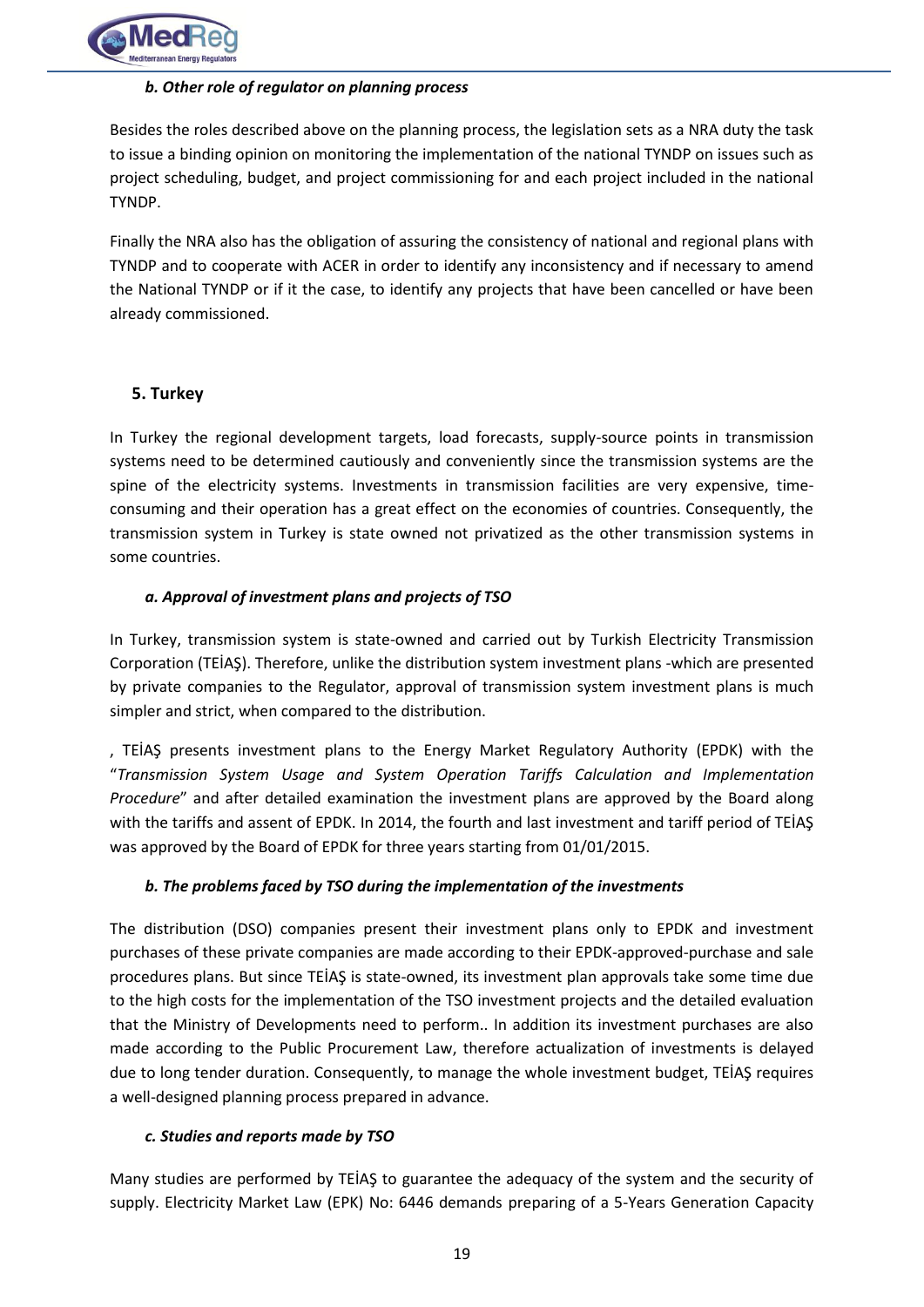#### *b. Other role of regulator on planning process*

Besides the roles described above on the planning process, the legislation sets as a NRA duty the task to issue a binding opinion on monitoring the implementation of the national TYNDP on issues such as project scheduling, budget, and project commissioning for and each project included in the national TYNDP.

Finally the NRA also has the obligation of assuring the consistency of national and regional plans with TYNDP and to cooperate with ACER in order to identify any inconsistency and if necessary to amend the National TYNDP or if it the case, to identify any projects that have been cancelled or have been already commissioned.

### 5. Turkey

In Turkey the regional development targets, load forecasts, supply-source points in transmission systems need to be determined cautiously and conveniently since the transmission systems are the spine of the electricity systems. Investments in transmission facilities are very expensive, time-consuming and their operation has a great effect on the economies of countries. Consequently, the transmission system in Turkey is state owned not privatized as the other transmission systems in some countries.

#### *a. Approval of investment plans and projects of TSO*

In Turkey, transmission system is state-owned and carried out by Turkish Electricity Transmission Corporation (TEİAŞ). Therefore, unlike the distribution system investment plans -which are presented by private companies to the Regulator, approval of transmission system investment plans is much simpler and strict, when compared to the distribution.

, TEİAŞ presents investment plans to the Energy Market Regulatory Authority (EPDK) with the "*Transmission System Usage and System Operation Tariffs Calculation and Implementation Procedure*" and after detailed examination the investment plans are approved by the Board along with the tariffs and assent of EPDK. In 2014, the fourth and last investment and tariff period of TEİAŞ was approved by the Board of EPDK for three years starting from 01/01/2015.

#### *b. The problems faced by TSO during the implementation of the investments*

The distribution (DSO) companies present their investment plans only to EPDK and investment purchases of these private companies are made according to their EPDK-approved-purchase and sale procedures plans. But since TEİAŞ is state-owned, its investment plan approvals take some time due to the high costs for the implementation of the TSO investment projects and the detailed evaluation that the Ministry of Developments need to perform.. In addition its investment purchases are also made according to the Public Procurement Law, therefore actualization of investments is delayed due to long tender duration. Consequently, to manage the whole investment budget, TEİAŞ requires a well-designed planning process prepared in advance.

#### *c. Studies and reports made by TSO*

Many studies are performed by TEİAŞ to guarantee the adequacy of the system and the security of supply. Electricity Market Law (EPK) No: 6446 demands preparing of a 5-Years Generation Capacity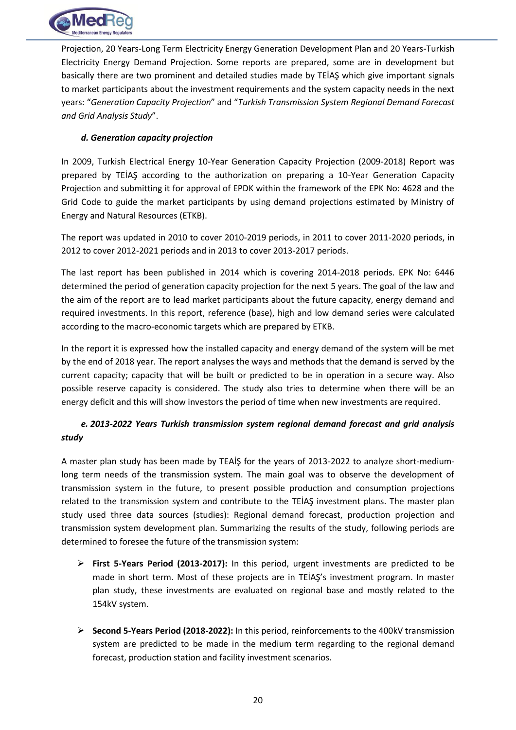Projection, 20 Years-Long Term Electricity Energy Generation Development Plan and 20 Years-Turkish Electricity Energy Demand Projection. Some reports are prepared, some are in development but basically there are two prominent and detailed studies made by TEİAŞ which give important signals to market participants about the investment requirements and the system capacity needs in the next years: "*Generation Capacity Projection*" and "*Turkish Transmission System Regional Demand Forecast and Grid Analysis Study*".

### *d. Generation capacity projection*

In 2009, Turkish Electrical Energy 10-Year Generation Capacity Projection (2009-2018) Report was prepared by TEİAŞ according to the authorization on preparing a 10-Year Generation Capacity Projection and submitting it for approval of EPDK within the framework of the EPK No: 4628 and the Grid Code to guide the market participants by using demand projections estimated by Ministry of Energy and Natural Resources (ETKB).

The report was updated in 2010 to cover 2010-2019 periods, in 2011 to cover 2011-2020 periods, in 2012 to cover 2012-2021 periods and in 2013 to cover 2013-2017 periods.

The last report has been published in 2014 which is covering 2014-2018 periods. EPK No: 6446 determined the period of generation capacity projection for the next 5 years. The goal of the law and the aim of the report are to lead market participants about the future capacity, energy demand and required investments. In this report, reference (base), high and low demand series were calculated according to the macro-economic targets which are prepared by ETKB.

In the report it is expressed how the installed capacity and energy demand of the system will be met by the end of 2018 year. The report analyses the ways and methods that the demand is served by the current capacity; capacity that will be built or predicted to be in operation in a secure way. Also possible reserve capacity is considered. The study also tries to determine when there will be an energy deficit and this will show investors the period of time when new investments are required.

### *e. 2013-2022 Years Turkish transmission system regional demand forecast and grid analysis study*

A master plan study has been made by TEAİŞ for the years of 2013-2022 to analyze short-medium-long term needs of the transmission system. The main goal was to observe the development of transmission system in the future, to present possible production and consumption projections related to the transmission system and contribute to the TEİAŞ investment plans. The master plan study used three data sources (studies): Regional demand forecast, production projection and transmission system development plan. Summarizing the results of the study, following periods are determined to foresee the future of the transmission system:

- **First 5-Years Period (2013-2017):** In this period, urgent investments are predicted to be made in short term. Most of these projects are in TEİAŞ's investment program. In master plan study, these investments are evaluated on regional base and mostly related to the 154kV system.

- **Second 5-Years Period (2018-2022):** In this period, reinforcements to the 400kV transmission system are predicted to be made in the medium term regarding to the regional demand forecast, production station and facility investment scenarios.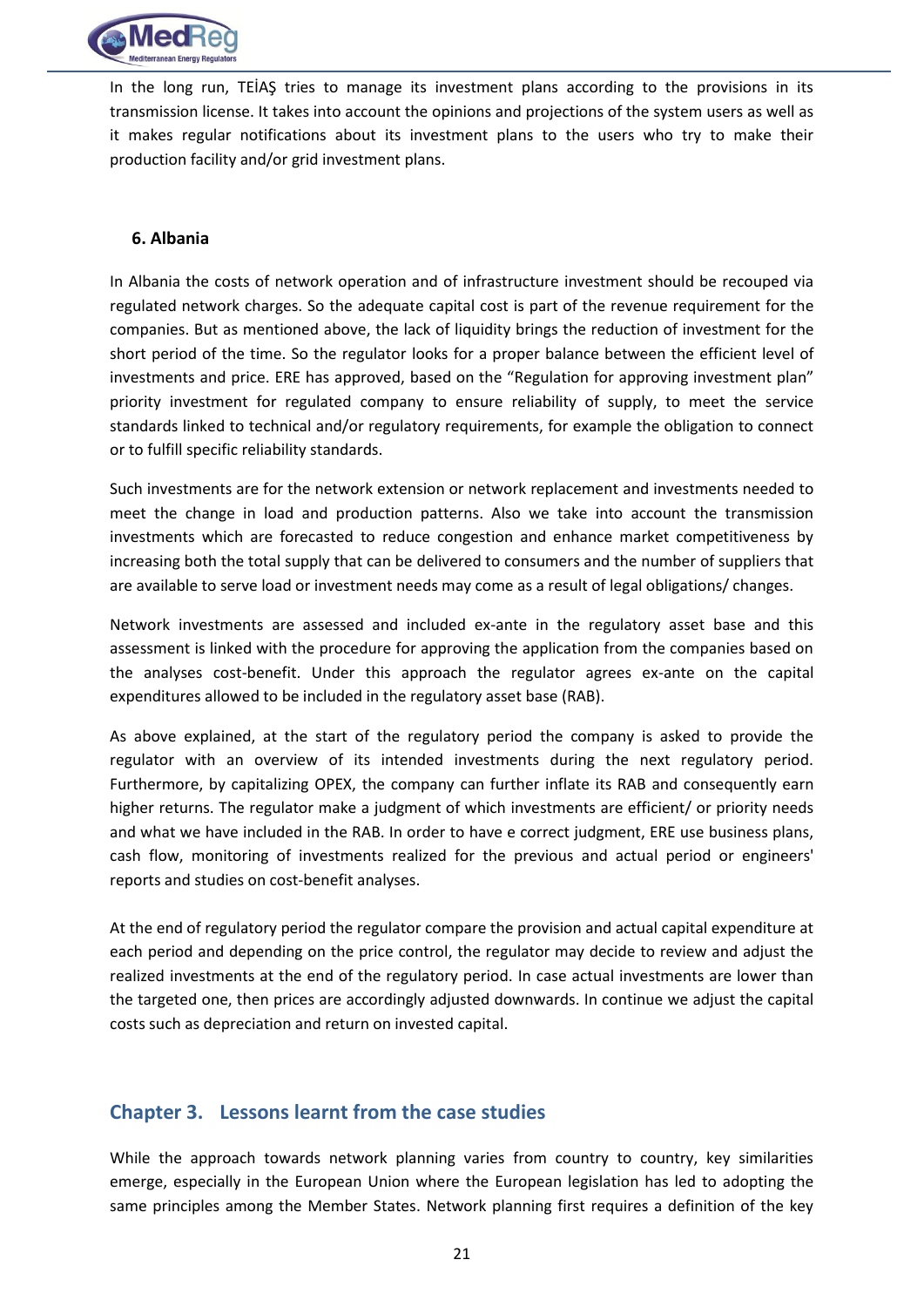In the long run, TEİAŞ tries to manage its investment plans according to the provisions in its transmission license. It takes into account the opinions and projections of the system users as well as it makes regular notifications about its investment plans to the users who try to make their production facility and/or grid investment plans.

### 6. Albania

In Albania the costs of network operation and of infrastructure investment should be recouped via regulated network charges. So the adequate capital cost is part of the revenue requirement for the companies. But as mentioned above, the lack of liquidity brings the reduction of investment for the short period of the time. So the regulator looks for a proper balance between the efficient level of investments and price. ERE has approved, based on the "Regulation for approving investment plan" priority investment for regulated company to ensure reliability of supply, to meet the service standards linked to technical and/or regulatory requirements, for example the obligation to connect or to fulfill specific reliability standards.

Such investments are for the network extension or network replacement and investments needed to meet the change in load and production patterns. Also we take into account the transmission investments which are forecasted to reduce congestion and enhance market competitiveness by increasing both the total supply that can be delivered to consumers and the number of suppliers that are available to serve load or investment needs may come as a result of legal obligations/ changes.

Network investments are assessed and included ex-ante in the regulatory asset base and this assessment is linked with the procedure for approving the application from the companies based on the analyses cost-benefit. Under this approach the regulator agrees ex-ante on the capital expenditures allowed to be included in the regulatory asset base (RAB).

As above explained, at the start of the regulatory period the company is asked to provide the regulator with an overview of its intended investments during the next regulatory period. Furthermore, by capitalizing OPEX, the company can further inflate its RAB and consequently earn higher returns. The regulator make a judgment of which investments are efficient/ or priority needs and what we have included in the RAB. In order to have e correct judgment, ERE use business plans, cash flow, monitoring of investments realized for the previous and actual period or engineers' reports and studies on cost-benefit analyses.

At the end of regulatory period the regulator compare the provision and actual capital expenditure at each period and depending on the price control, the regulator may decide to review and adjust the realized investments at the end of the regulatory period. In case actual investments are lower than the targeted one, then prices are accordingly adjusted downwards. In continue we adjust the capital costs such as depreciation and return on invested capital.

## Chapter 3. Lessons learnt from the case studies

While the approach towards network planning varies from country to country, key similarities emerge, especially in the European Union where the European legislation has led to adopting the same principles among the Member States. Network planning first requires a definition of the key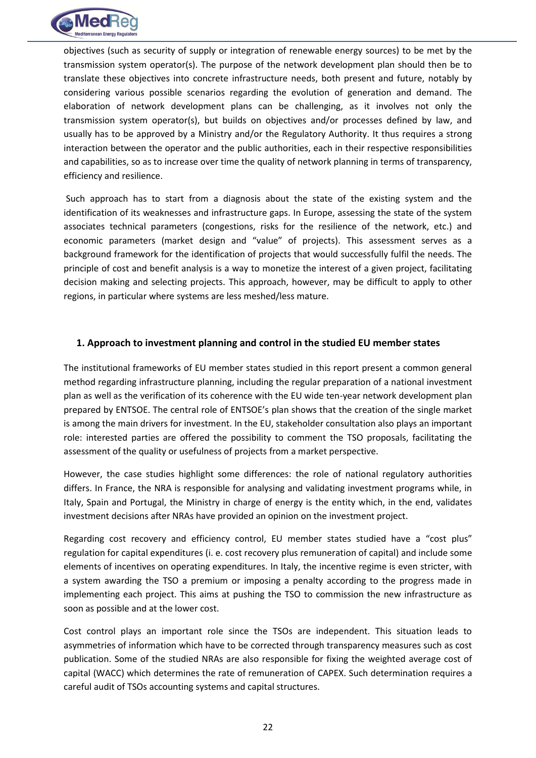objectives (such as security of supply or integration of renewable energy sources) to be met by the transmission system operator(s). The purpose of the network development plan should then be to translate these objectives into concrete infrastructure needs, both present and future, notably by considering various possible scenarios regarding the evolution of generation and demand. The elaboration of network development plans can be challenging, as it involves not only the transmission system operator(s), but builds on objectives and/or processes defined by law, and usually has to be approved by a Ministry and/or the Regulatory Authority. It thus requires a strong interaction between the operator and the public authorities, each in their respective responsibilities and capabilities, so as to increase over time the quality of network planning in terms of transparency, efficiency and resilience.

Such approach has to start from a diagnosis about the state of the existing system and the identification of its weaknesses and infrastructure gaps. In Europe, assessing the state of the system associates technical parameters (congestions, risks for the resilience of the network, etc.) and economic parameters (market design and "value" of projects). This assessment serves as a background framework for the identification of projects that would successfully fulfil the needs. The principle of cost and benefit analysis is a way to monetize the interest of a given project, facilitating decision making and selecting projects. This approach, however, may be difficult to apply to other regions, in particular where systems are less meshed/less mature.

## 1. Approach to investment planning and control in the studied EU member states

The institutional frameworks of EU member states studied in this report present a common general method regarding infrastructure planning, including the regular preparation of a national investment plan as well as the verification of its coherence with the EU wide ten-year network development plan prepared by ENTSOE. The central role of ENTSOE's plan shows that the creation of the single market is among the main drivers for investment. In the EU, stakeholder consultation also plays an important role: interested parties are offered the possibility to comment the TSO proposals, facilitating the assessment of the quality or usefulness of projects from a market perspective.

However, the case studies highlight some differences: the role of national regulatory authorities differs. In France, the NRA is responsible for analysing and validating investment programs while, in Italy, Spain and Portugal, the Ministry in charge of energy is the entity which, in the end, validates investment decisions after NRAs have provided an opinion on the investment project.

Regarding cost recovery and efficiency control, EU member states studied have a "cost plus" regulation for capital expenditures (i. e. cost recovery plus remuneration of capital) and include some elements of incentives on operating expenditures. In Italy, the incentive regime is even stricter, with a system awarding the TSO a premium or imposing a penalty according to the progress made in implementing each project. This aims at pushing the TSO to commission the new infrastructure as soon as possible and at the lower cost.

Cost control plays an important role since the TSOs are independent. This situation leads to asymmetries of information which have to be corrected through transparency measures such as cost publication. Some of the studied NRAs are also responsible for fixing the weighted average cost of capital (WACC) which determines the rate of remuneration of CAPEX. Such determination requires a careful audit of TSOs accounting systems and capital structures.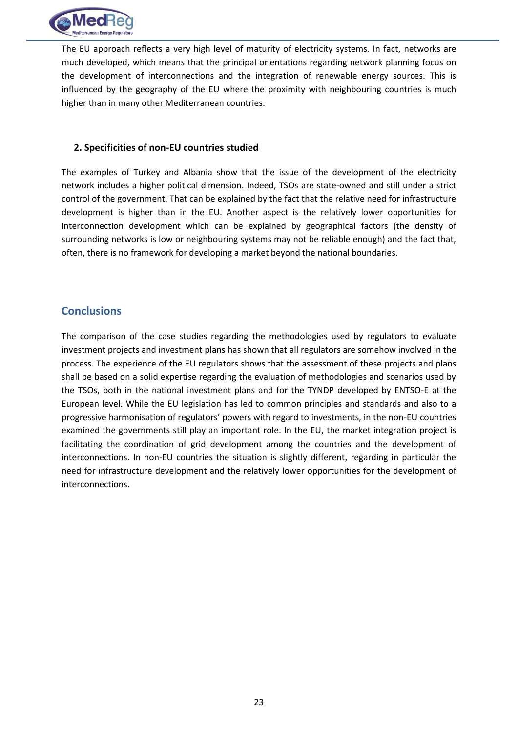The EU approach reflects a very high level of maturity of electricity systems. In fact, networks are much developed, which means that the principal orientations regarding network planning focus on the development of interconnections and the integration of renewable energy sources. This is influenced by the geography of the EU where the proximity with neighbouring countries is much higher than in many other Mediterranean countries.

### 2. Specificities of non-EU countries studied

The examples of Turkey and Albania show that the issue of the development of the electricity network includes a higher political dimension. Indeed, TSOs are state-owned and still under a strict control of the government. That can be explained by the fact that the relative need for infrastructure development is higher than in the EU. Another aspect is the relatively lower opportunities for interconnection development which can be explained by geographical factors (the density of surrounding networks is low or neighbouring systems may not be reliable enough) and the fact that, often, there is no framework for developing a market beyond the national boundaries.

## Conclusions

The comparison of the case studies regarding the methodologies used by regulators to evaluate investment projects and investment plans has shown that all regulators are somehow involved in the process. The experience of the EU regulators shows that the assessment of these projects and plans shall be based on a solid expertise regarding the evaluation of methodologies and scenarios used by the TSOs, both in the national investment plans and for the TYNDP developed by ENTSO-E at the European level. While the EU legislation has led to common principles and standards and also to a progressive harmonisation of regulators' powers with regard to investments, in the non-EU countries examined the governments still play an important role. In the EU, the market integration project is facilitating the coordination of grid development among the countries and the development of interconnections. In non-EU countries the situation is slightly different, regarding in particular the need for infrastructure development and the relatively lower opportunities for the development of interconnections.